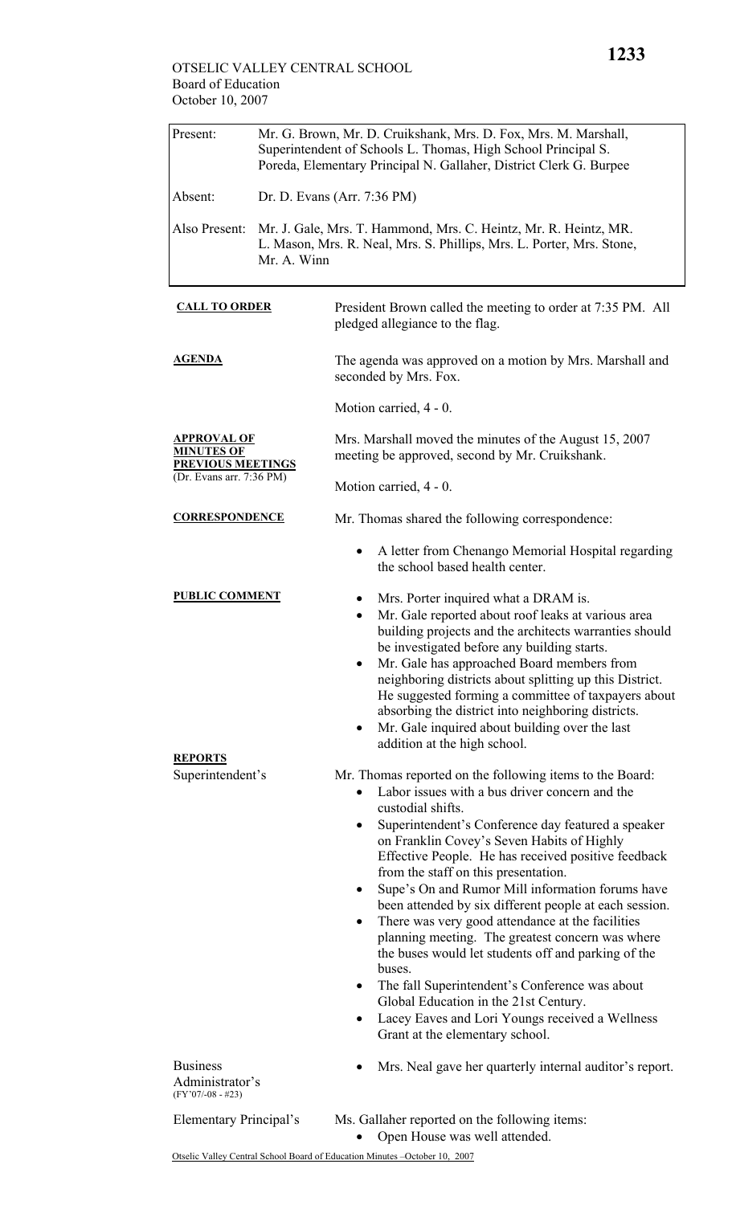OTSELIC VALLEY CENTRAL SCHOOL
Board of Education
October 10, 2007

| | |
|---|---|
| Present: | Mr. G. Brown, Mr. D. Cruikshank, Mrs. D. Fox, Mrs. M. Marshall, Superintendent of Schools L. Thomas, High School Principal S. Poreda, Elementary Principal N. Gallaher, District Clerk G. Burpee |
| Absent: | Dr. D. Evans (Arr. 7:36 PM) |
| Also Present: | Mr. J. Gale, Mrs. T. Hammond, Mrs. C. Heintz, Mr. R. Heintz, MR. L. Mason, Mrs. R. Neal, Mrs. S. Phillips, Mrs. L. Porter, Mrs. Stone, Mr. A. Winn |

**CALL TO ORDER**

President Brown called the meeting to order at 7:35 PM. All pledged allegiance to the flag.

**AGENDA**

The agenda was approved on a motion by Mrs. Marshall and seconded by Mrs. Fox.

Motion carried, 4 - 0.

**APPROVAL OF MINUTES OF PREVIOUS MEETINGS**
(Dr. Evans arr. 7:36 PM)

Mrs. Marshall moved the minutes of the August 15, 2007 meeting be approved, second by Mr. Cruikshank.

Motion carried, 4 - 0.

**CORRESPONDENCE**

Mr. Thomas shared the following correspondence:

- A letter from Chenango Memorial Hospital regarding the school based health center.

**PUBLIC COMMENT**

- Mrs. Porter inquired what a DRAM is.
- Mr. Gale reported about roof leaks at various area building projects and the architects warranties should be investigated before any building starts.
- Mr. Gale has approached Board members from neighboring districts about splitting up this District. He suggested forming a committee of taxpayers about absorbing the district into neighboring districts.
- Mr. Gale inquired about building over the last addition at the high school.

**REPORTS**

Superintendent's

Mr. Thomas reported on the following items to the Board:

- Labor issues with a bus driver concern and the custodial shifts.
- Superintendent's Conference day featured a speaker on Franklin Covey's Seven Habits of Highly Effective People. He has received positive feedback from the staff on this presentation.
- Supe's On and Rumor Mill information forums have been attended by six different people at each session.
- There was very good attendance at the facilities planning meeting. The greatest concern was where the buses would let students off and parking of the buses.
- The fall Superintendent's Conference was about Global Education in the 21st Century.
- Lacey Eaves and Lori Youngs received a Wellness Grant at the elementary school.

Business Administrator's
(FY'07/-08 - #23)

- Mrs. Neal gave her quarterly internal auditor's report.

Elementary Principal's

Ms. Gallaher reported on the following items:

- Open House was well attended.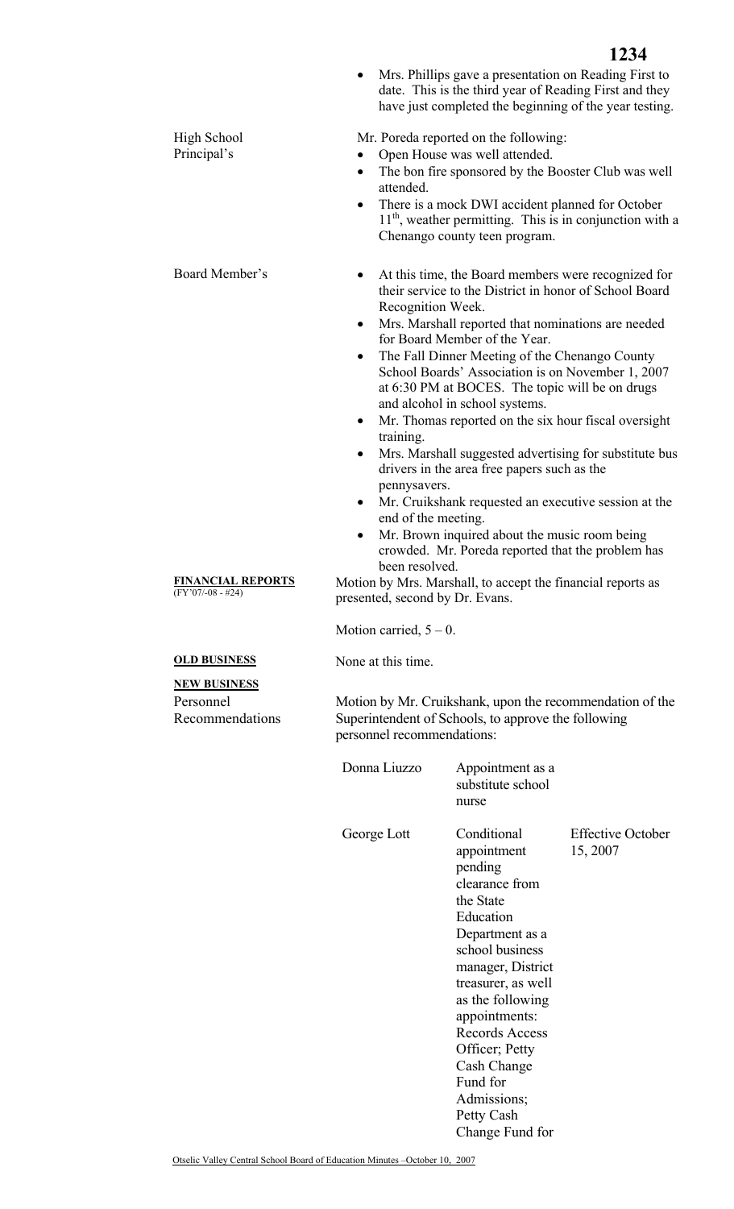- Mrs. Phillips gave a presentation on Reading First to date. This is the third year of Reading First and they have just completed the beginning of the year testing.

High School Principal's

Mr. Poreda reported on the following:

- Open House was well attended.
- The bon fire sponsored by the Booster Club was well attended.
- There is a mock DWI accident planned for October 11th, weather permitting. This is in conjunction with a Chenango county teen program.

Board Member's

- At this time, the Board members were recognized for their service to the District in honor of School Board Recognition Week.
- Mrs. Marshall reported that nominations are needed for Board Member of the Year.
- The Fall Dinner Meeting of the Chenango County School Boards' Association is on November 1, 2007 at 6:30 PM at BOCES. The topic will be on drugs and alcohol in school systems.
- Mr. Thomas reported on the six hour fiscal oversight training.
- Mrs. Marshall suggested advertising for substitute bus drivers in the area free papers such as the pennysavers.
- Mr. Cruikshank requested an executive session at the end of the meeting.
- Mr. Brown inquired about the music room being crowded. Mr. Poreda reported that the problem has been resolved.

**FINANCIAL REPORTS**
(FY'07/-08 - #24)

Motion by Mrs. Marshall, to accept the financial reports as presented, second by Dr. Evans.

Motion carried, 5 – 0.

**OLD BUSINESS**

None at this time.

**NEW BUSINESS**

Personnel Recommendations

Motion by Mr. Cruikshank, upon the recommendation of the Superintendent of Schools, to approve the following personnel recommendations:

| | | |
|---|---|---|
| Donna Liuzzo | Appointment as a substitute school nurse | |
| George Lott | Conditional appointment pending clearance from the State Education Department as a school business manager, District treasurer, as well as the following appointments: Records Access Officer; Petty Cash Change Fund for Admissions; Petty Cash Change Fund for | Effective October 15, 2007 |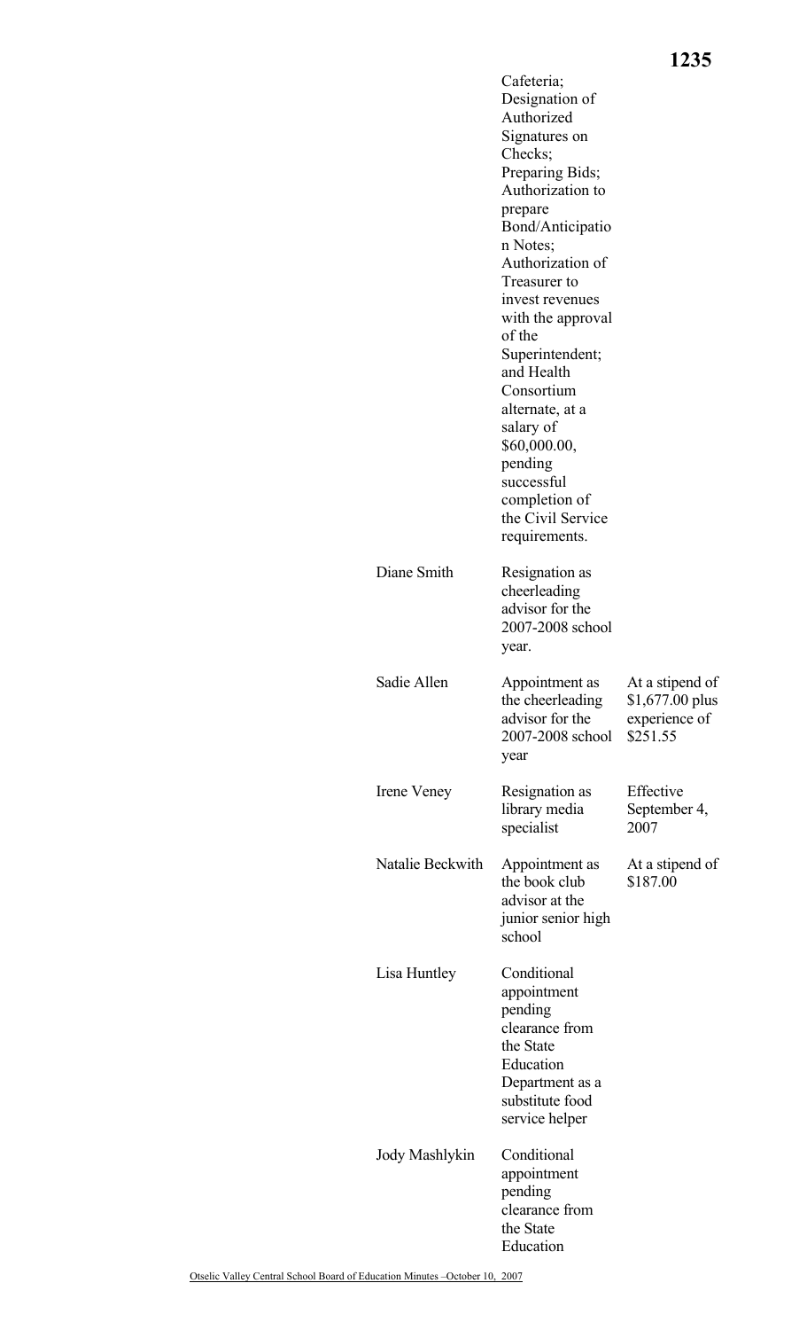| | | |
|---|---|---|
| | Cafeteria; Designation of Authorized Signatures on Checks; Preparing Bids; Authorization to prepare Bond/Anticipation Notes; Authorization of Treasurer to invest revenues with the approval of the Superintendent; and Health Consortium alternate, at a salary of $60,000.00, pending successful completion of the Civil Service requirements. | |
| Diane Smith | Resignation as cheerleading advisor for the 2007-2008 school year. | |
| Sadie Allen | Appointment as the cheerleading advisor for the 2007-2008 school year | At a stipend of $1,677.00 plus experience of $251.55 |
| Irene Veney | Resignation as library media specialist | Effective September 4, 2007 |
| Natalie Beckwith | Appointment as the book club advisor at the junior senior high school | At a stipend of $187.00 |
| Lisa Huntley | Conditional appointment pending clearance from the State Education Department as a substitute food service helper | |
| Jody Mashlykin | Conditional appointment pending clearance from the State Education | |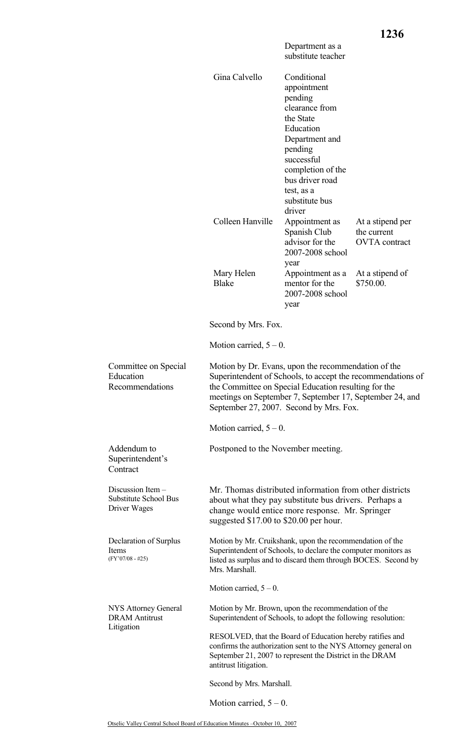| | | |
|---|---|---|
| | Department as a substitute teacher | |
| Gina Calvello | Conditional appointment pending clearance from the State Education Department and pending successful completion of the bus driver road test, as a substitute bus driver | |
| Colleen Hanville | Appointment as Spanish Club advisor for the 2007-2008 school year | At a stipend per the current OVTA contract |
| Mary Helen Blake | Appointment as a mentor for the 2007-2008 school year | At a stipend of $750.00. |

Second by Mrs. Fox.

Motion carried, 5 – 0.

**Committee on Special Education Recommendations**

Motion by Dr. Evans, upon the recommendation of the Superintendent of Schools, to accept the recommendations of the Committee on Special Education resulting for the meetings on September 7, September 17, September 24, and September 27, 2007. Second by Mrs. Fox.

Motion carried, 5 – 0.

**Addendum to Superintendent's Contract**

Postponed to the November meeting.

**Discussion Item – Substitute School Bus Driver Wages**

Mr. Thomas distributed information from other districts about what they pay substitute bus drivers. Perhaps a change would entice more response. Mr. Springer suggested $17.00 to $20.00 per hour.

**Declaration of Surplus Items** (FY'07/08 - #25)

Motion by Mr. Cruikshank, upon the recommendation of the Superintendent of Schools, to declare the computer monitors as listed as surplus and to discard them through BOCES. Second by Mrs. Marshall.

Motion carried, 5 – 0.

**NYS Attorney General DRAM Antitrust Litigation**

Motion by Mr. Brown, upon the recommendation of the Superintendent of Schools, to adopt the following resolution:

RESOLVED, that the Board of Education hereby ratifies and confirms the authorization sent to the NYS Attorney general on September 21, 2007 to represent the District in the DRAM antitrust litigation.

Second by Mrs. Marshall.

Motion carried, 5 – 0.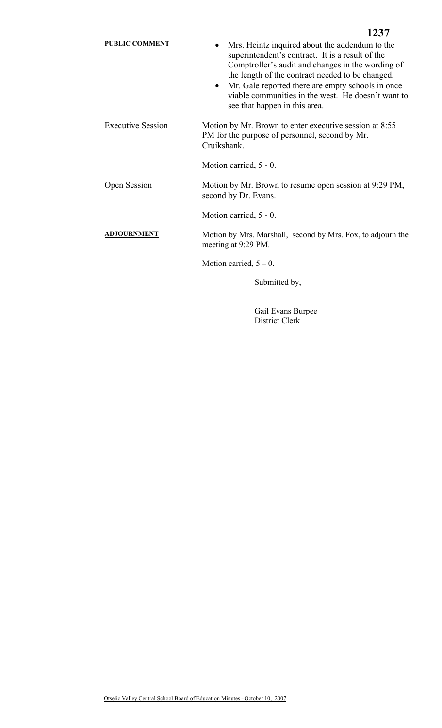**PUBLIC COMMENT**

- Mrs. Heintz inquired about the addendum to the superintendent's contract. It is a result of the Comptroller's audit and changes in the wording of the length of the contract needed to be changed.
- Mr. Gale reported there are empty schools in once viable communities in the west. He doesn't want to see that happen in this area.

Executive Session

Motion by Mr. Brown to enter executive session at 8:55 PM for the purpose of personnel, second by Mr. Cruikshank.

Motion carried, 5 - 0.

Open Session

Motion by Mr. Brown to resume open session at 9:29 PM, second by Dr. Evans.

Motion carried, 5 - 0.

**ADJOURNMENT**

Motion by Mrs. Marshall, second by Mrs. Fox, to adjourn the meeting at 9:29 PM.

Motion carried, 5 – 0.

Submitted by,

Gail Evans Burpee
District Clerk